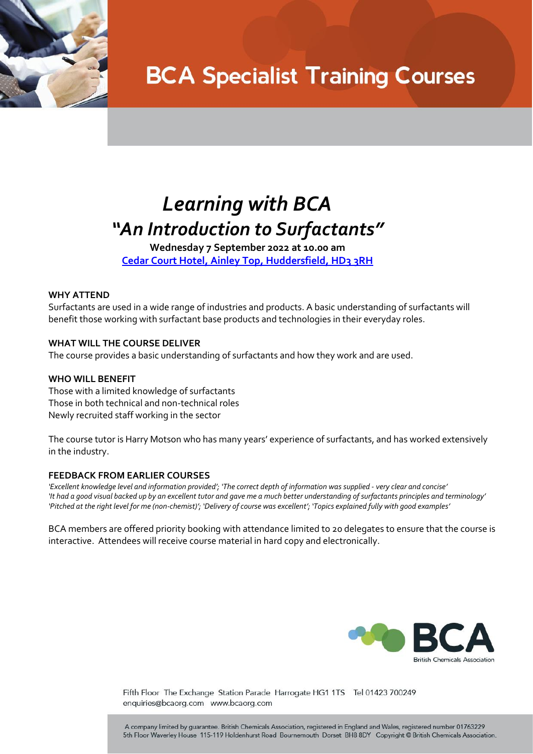# BCA Specialist Training Courses

## *Learning with BCA*
## *"An Introduction to Surfactants"*

**Wednesday 7 September 2022 at 10.00 am**

**Cedar Court Hotel, Ainley Top, Huddersfield, HD3 3RH**

**WHY ATTEND**

Surfactants are used in a wide range of industries and products. A basic understanding of surfactants will benefit those working with surfactant base products and technologies in their everyday roles.

**WHAT WILL THE COURSE DELIVER**

The course provides a basic understanding of surfactants and how they work and are used.

**WHO WILL BENEFIT**

Those with a limited knowledge of surfactants
Those in both technical and non-technical roles
Newly recruited staff working in the sector

The course tutor is Harry Motson who has many years' experience of surfactants, and has worked extensively in the industry.

**FEEDBACK FROM EARLIER COURSES**

*'Excellent knowledge level and information provided'; 'The correct depth of information was supplied - very clear and concise' 'It had a good visual backed up by an excellent tutor and gave me a much better understanding of surfactants principles and terminology' 'Pitched at the right level for me (non-chemist)'; 'Delivery of course was excellent'; 'Topics explained fully with good examples'*

BCA members are offered priority booking with attendance limited to 20 delegates to ensure that the course is interactive. Attendees will receive course material in hard copy and electronically.

BCA
British Chemicals Association

Fifth Floor The Exchange Station Parade Harrogate HG1 1TS Tel 01423 700249
enquiries@bcaorg.com www.bcaorg.com

A company limited by guarantee. British Chemicals Association, registered in England and Wales, registered number 01763229
5th Floor Waverley House 115-119 Holdenhurst Road Bournemouth Dorset BH8 8DY Copyright © British Chemicals Association.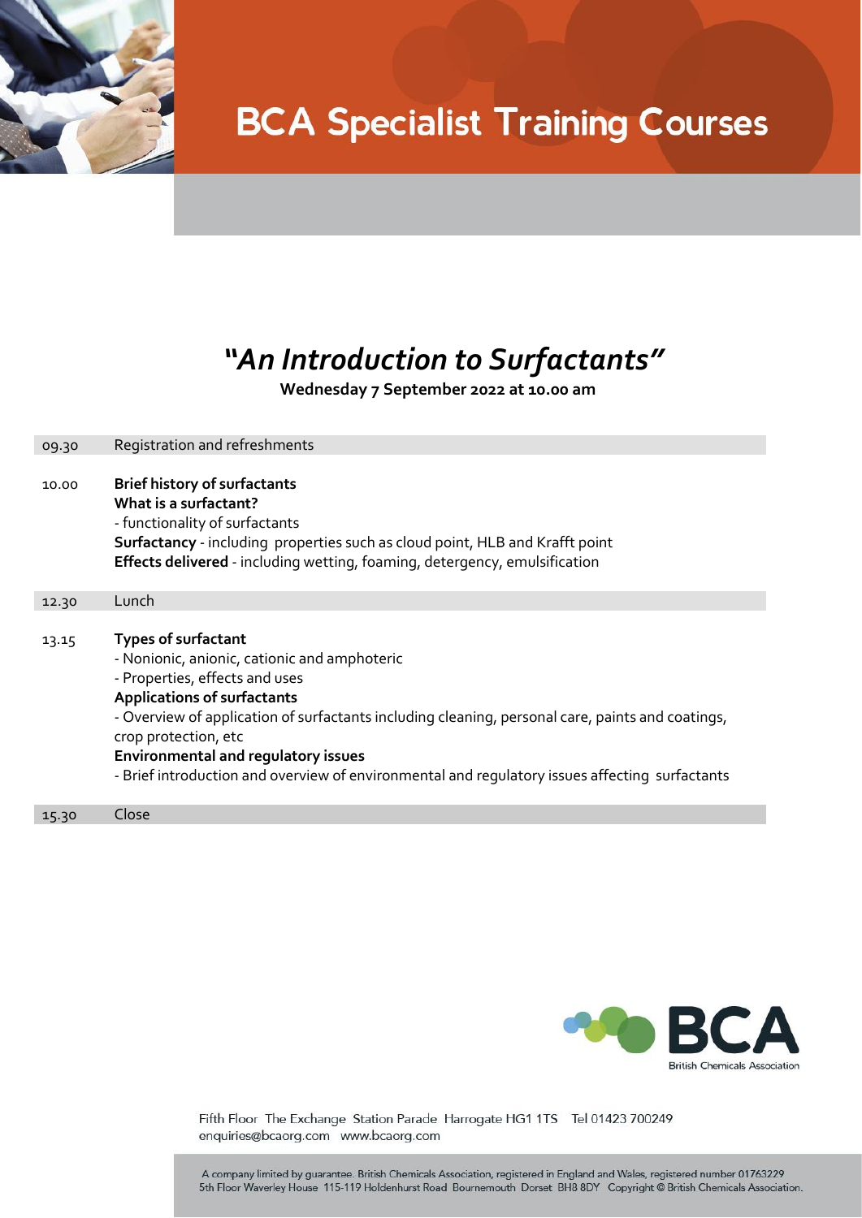# BCA Specialist Training Courses

## *"An Introduction to Surfactants"*

**Wednesday 7 September 2022 at 10.00 am**

| | |
|---|---|
| 09.30 | Registration and refreshments |
| 10.00 | **Brief history of surfactants**<br>**What is a surfactant?**<br>- functionality of surfactants<br>**Surfactancy** - including properties such as cloud point, HLB and Krafft point<br>**Effects delivered** - including wetting, foaming, detergency, emulsification |
| 12.30 | Lunch |
| 13.15 | **Types of surfactant**<br>- Nonionic, anionic, cationic and amphoteric<br>- Properties, effects and uses<br>**Applications of surfactants**<br>- Overview of application of surfactants including cleaning, personal care, paints and coatings, crop protection, etc<br>**Environmental and regulatory issues**<br>- Brief introduction and overview of environmental and regulatory issues affecting surfactants |
| 15.30 | Close |

BCA British Chemicals Association

Fifth Floor The Exchange Station Parade Harrogate HG1 1TS Tel 01423 700249
enquiries@bcaorg.com www.bcaorg.com

A company limited by guarantee. British Chemicals Association, registered in England and Wales, registered number 01763229
5th Floor Waverley House 115-119 Holdenhurst Road Bournemouth Dorset BH8 8DY Copyright © British Chemicals Association.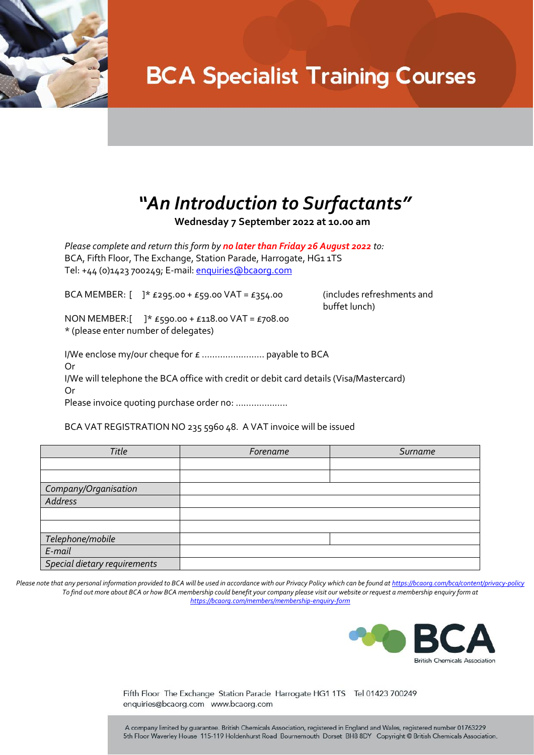# BCA Specialist Training Courses

## *"An Introduction to Surfactants"*

**Wednesday 7 September 2022 at 10.00 am**

*Please complete and return this form by* ***no later than Friday 26 August 2022*** *to:*
BCA, Fifth Floor, The Exchange, Station Parade, Harrogate, HG1 1TS
Tel: +44 (0)1423 700249; E-mail: enquiries@bcaorg.com

BCA MEMBER: [ ]* £295.00 + £59.00 VAT = £354.00 (includes refreshments and buffet lunch)

NON MEMBER:[ ]* £590.00 + £118.00 VAT = £708.00
* (please enter number of delegates)

I/We enclose my/our cheque for £ ........................ payable to BCA
Or
I/We will telephone the BCA office with credit or debit card details (Visa/Mastercard)
Or
Please invoice quoting purchase order no: ....................

BCA VAT REGISTRATION NO 235 5960 48. A VAT invoice will be issued

| *Title* | *Forename* | *Surname* |
|---|---|---|
| | | |
| | | |
| *Company/Organisation* | | |
| *Address* | | |
| | | |
| | | |
| *Telephone/mobile* | | |
| *E-mail* | | |
| *Special dietary requirements* | | |

*Please note that any personal information provided to BCA will be used in accordance with our Privacy Policy which can be found at https://bcaorg.com/bca/content/privacy-policy*
*To find out more about BCA or how BCA membership could benefit your company please visit our website or request a membership enquiry form at https://bcaorg.com/members/membership-enquiry-form*

BCA
British Chemicals Association

Fifth Floor The Exchange Station Parade Harrogate HG1 1TS Tel 01423 700249
enquiries@bcaorg.com www.bcaorg.com

A company limited by guarantee. British Chemicals Association, registered in England and Wales, registered number 01763229
5th Floor Waverley House 115-119 Holdenhurst Road Bournemouth Dorset BH8 8DY Copyright © British Chemicals Association.